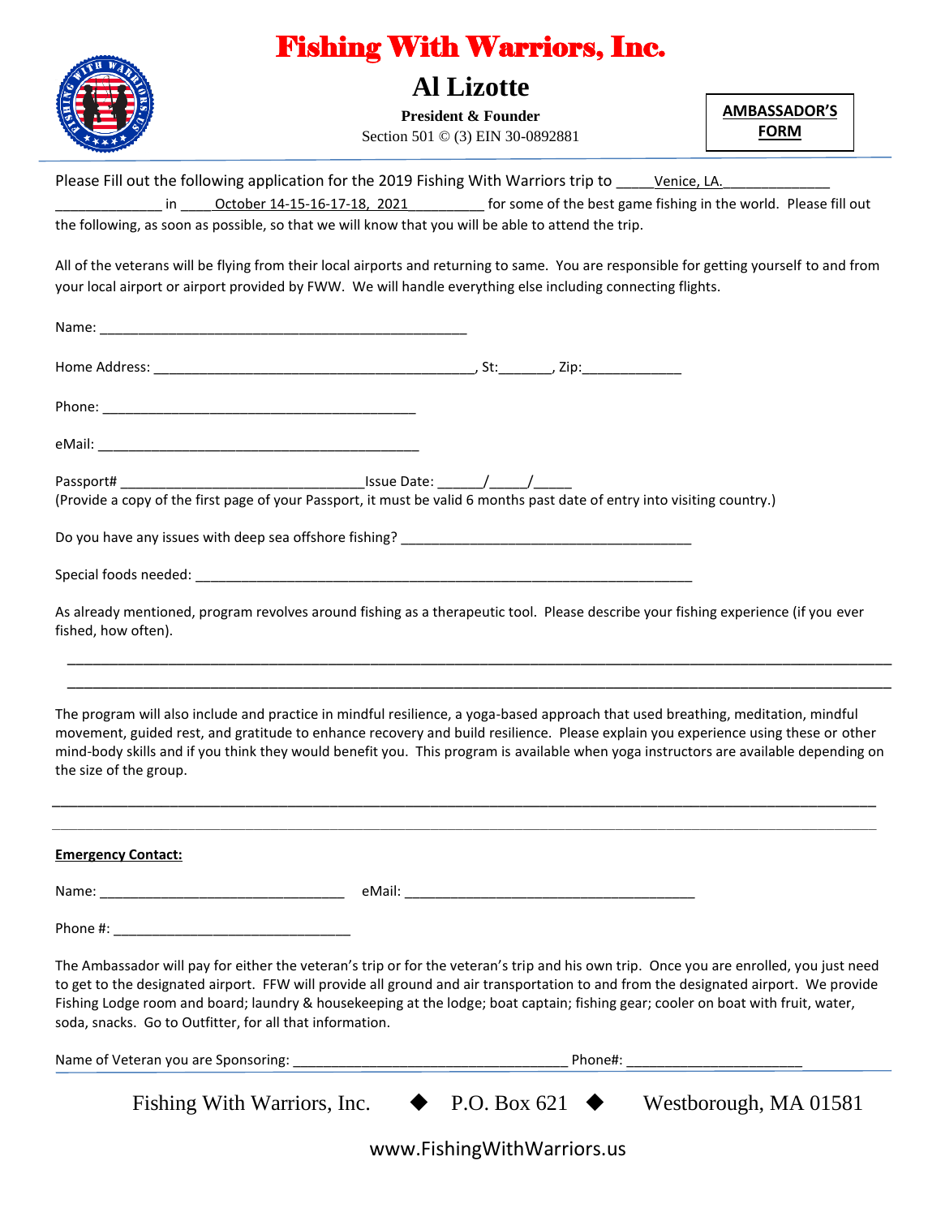# Fishing With Warriors, Inc.

## Al Lizotte

**President & Founder**

Section 501 © (3) EIN 30-0892881

**AMBASSADOR'S FORM**

Please Fill out the following application for the 2019 Fishing With Warriors trip to _____Venice, LA.______________ ______________ in ____October 14-15-16-17-18, 2021__________ for some of the best game fishing in the world. Please fill out the following, as soon as possible, so that we will know that you will be able to attend the trip.

All of the veterans will be flying from their local airports and returning to same. You are responsible for getting yourself to and from your local airport or airport provided by FWW. We will handle everything else including connecting flights.

Name: __________________________________________________

Home Address: ___________________________________________, St:_______, Zip:_____________

Phone: __________________________________________

eMail: ___________________________________________

Passport# _________________________________Issue Date: ______/_____/_____
(Provide a copy of the first page of your Passport, it must be valid 6 months past date of entry into visiting country.)

Do you have any issues with deep sea offshore fishing? _______________________________________

Special foods needed: ___________________________________________________________________

As already mentioned, program revolves around fishing as a therapeutic tool. Please describe your fishing experience (if you ever fished, how often).

________________________________________________________________________________________________

________________________________________________________________________________________________

The program will also include and practice in mindful resilience, a yoga-based approach that used breathing, meditation, mindful movement, guided rest, and gratitude to enhance recovery and build resilience. Please explain you experience using these or other mind-body skills and if you think they would benefit you. This program is available when yoga instructors are available depending on the size of the group.

________________________________________________________________________________________________

________________________________________________________________________________________________

**Emergency Contact:**

Name: _________________________________ eMail: _______________________________________

Phone #: ________________________________

The Ambassador will pay for either the veteran's trip or for the veteran's trip and his own trip. Once you are enrolled, you just need to get to the designated airport. FFW will provide all ground and air transportation to and from the designated airport. We provide Fishing Lodge room and board; laundry & housekeeping at the lodge; boat captain; fishing gear; cooler on boat with fruit, water, soda, snacks. Go to Outfitter, for all that information.

Name of Veteran you are Sponsoring: _____________________________________ Phone#: _______________________

Fishing With Warriors, Inc. ◆ P.O. Box 621 ◆ Westborough, MA 01581

www.FishingWithWarriors.us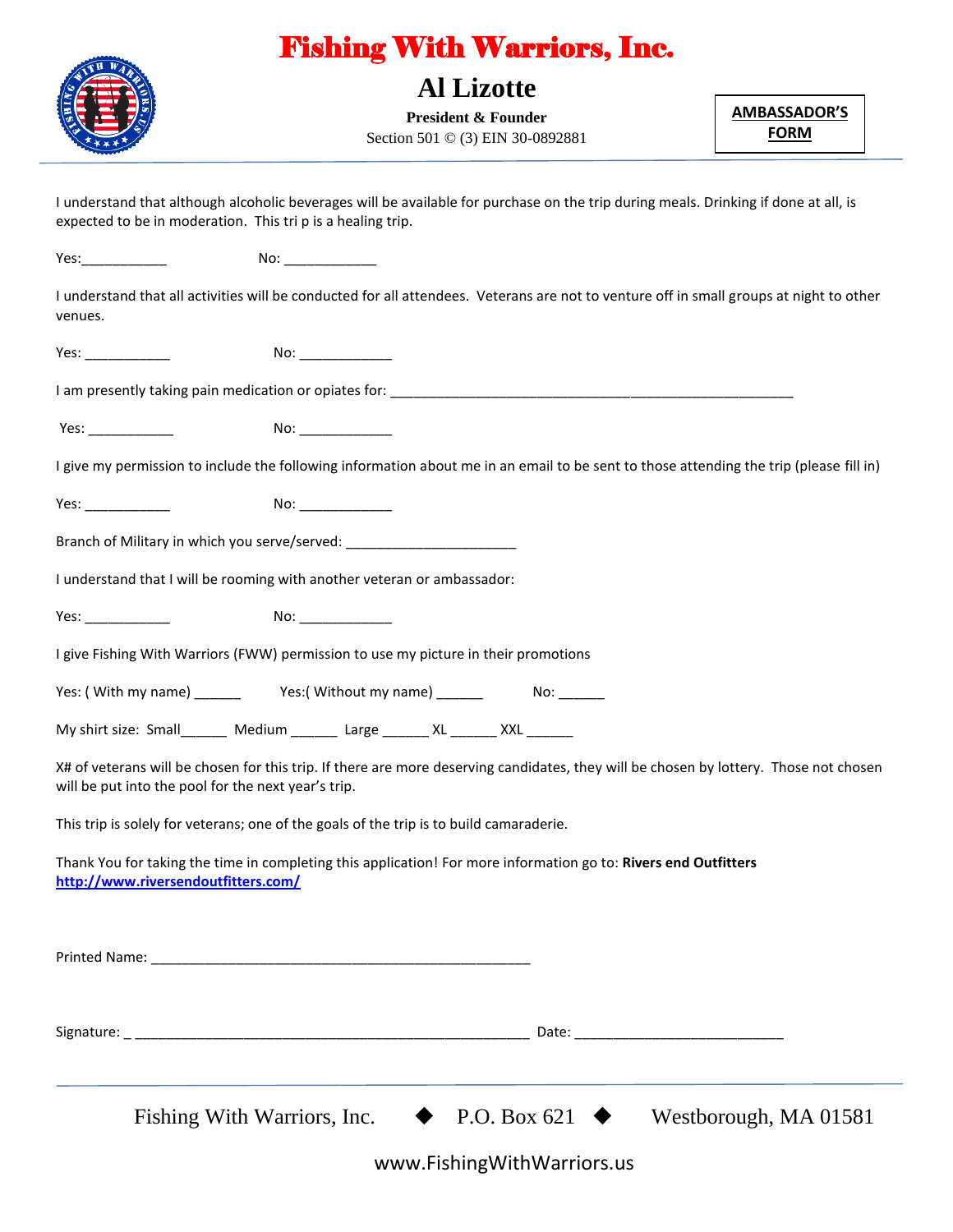# Fishing With Warriors, Inc.

## Al Lizotte

**President & Founder**

Section 501 © (3) EIN 30-0892881

**AMBASSADOR'S FORM**

I understand that although alcoholic beverages will be available for purchase on the trip during meals. Drinking if done at all, is expected to be in moderation. This tri p is a healing trip.

Yes:___________ No: ____________

I understand that all activities will be conducted for all attendees. Veterans are not to venture off in small groups at night to other venues.

Yes: ___________ No: ____________

I am presently taking pain medication or opiates for: _____________________________________________________

Yes: ___________ No: ____________

I give my permission to include the following information about me in an email to be sent to those attending the trip (please fill in)

Yes: ___________ No: ____________

Branch of Military in which you serve/served: ______________________

I understand that I will be rooming with another veteran or ambassador:

Yes: ___________ No: ____________

I give Fishing With Warriors (FWW) permission to use my picture in their promotions

Yes: ( With my name) ______ Yes:( Without my name) ______ No: ______

My shirt size: Small______ Medium ______ Large ______ XL ______ XXL ______

X# of veterans will be chosen for this trip. If there are more deserving candidates, they will be chosen by lottery. Those not chosen will be put into the pool for the next year's trip.

This trip is solely for veterans; one of the goals of the trip is to build camaraderie.

Thank You for taking the time in completing this application! For more information go to: **Rivers end Outfitters** **http://www.riversendoutfitters.com/**

Printed Name: ___________________________________________________

Signature: _ _____________________________________________________ Date: ____________________________

Fishing With Warriors, Inc. ◆ P.O. Box 621 ◆ Westborough, MA 01581

www.FishingWithWarriors.us